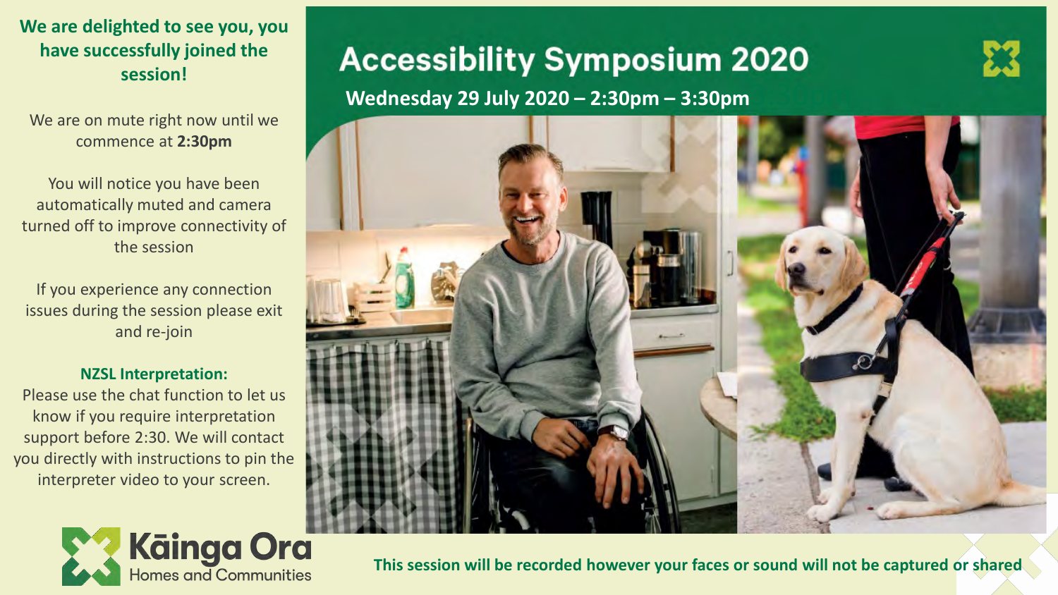# Accessibility Symposium 2020

**Wednesday 29 July 2020 – 2:30pm – 3:30pm**

**We are delighted to see you, you have successfully joined the session!**

We are on mute right now until we commence at **2:30pm**

You will notice you have been automatically muted and camera turned off to improve connectivity of the session

If you experience any connection issues during the session please exit and re-join

**NZSL Interpretation:**

Please use the chat function to let us know if you require interpretation support before 2:30. We will contact you directly with instructions to pin the interpreter video to your screen.

Kāinga Ora
Homes and Communities

**This session will be recorded however your faces or sound will not be captured or shared**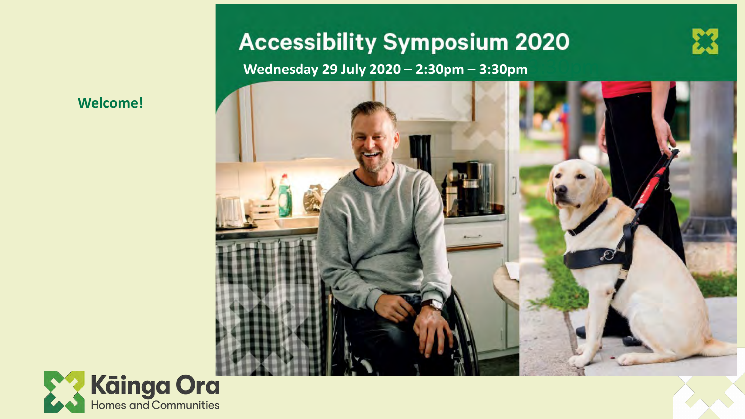**Welcome!**

# Accessibility Symposium 2020

**Wednesday 29 July 2020 – 2:30pm – 3:30pm**

Kāinga Ora
Homes and Communities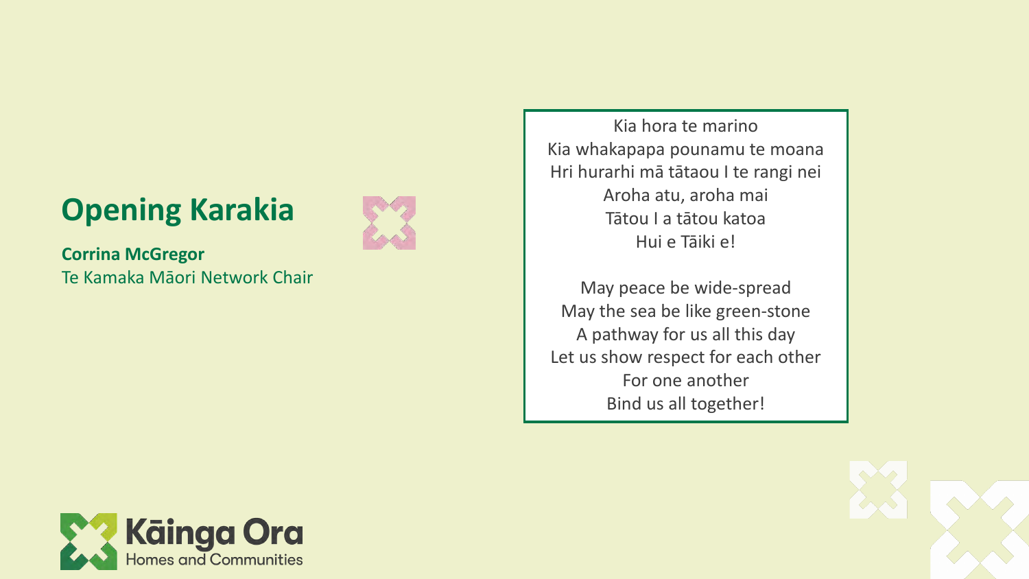# Opening Karakia

**Corrina McGregor**
Te Kamaka Māori Network Chair

Kia hora te marino
Kia whakapapa pounamu te moana
Hri hurarhi mā tātaou I te rangi nei
Aroha atu, aroha mai
Tātou I a tātou katoa
Hui e Tāiki e!

May peace be wide-spread
May the sea be like green-stone
A pathway for us all this day
Let us show respect for each other
For one another
Bind us all together!

Kāinga Ora
Homes and Communities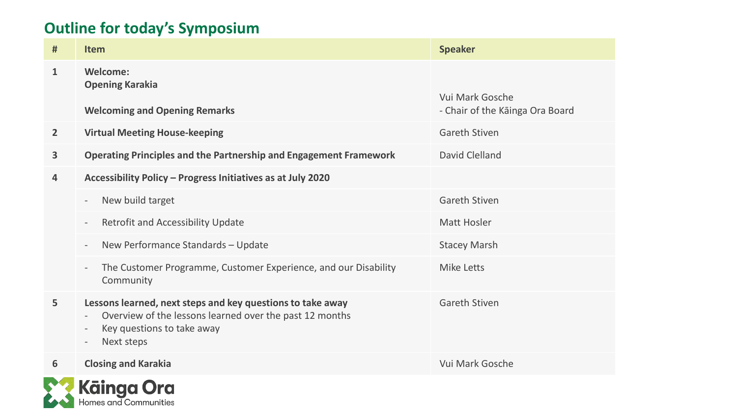## Outline for today's Symposium

| # | Item | Speaker |
|---|---|---|
| 1 | **Welcome:**<br>**Opening Karakia**<br><br>**Welcoming and Opening Remarks** | Vui Mark Gosche<br>- Chair of the Kāinga Ora Board |
| 2 | **Virtual Meeting House-keeping** | Gareth Stiven |
| 3 | **Operating Principles and the Partnership and Engagement Framework** | David Clelland |
| 4 | **Accessibility Policy – Progress Initiatives as at July 2020** | |
| | - New build target | Gareth Stiven |
| | - Retrofit and Accessibility Update | Matt Hosler |
| | - New Performance Standards – Update | Stacey Marsh |
| | - The Customer Programme, Customer Experience, and our Disability Community | Mike Letts |
| 5 | **Lessons learned, next steps and key questions to take away**<br>- Overview of the lessons learned over the past 12 months<br>- Key questions to take away<br>- Next steps | Gareth Stiven |
| 6 | **Closing and Karakia** | Vui Mark Gosche |

Kāinga Ora
Homes and Communities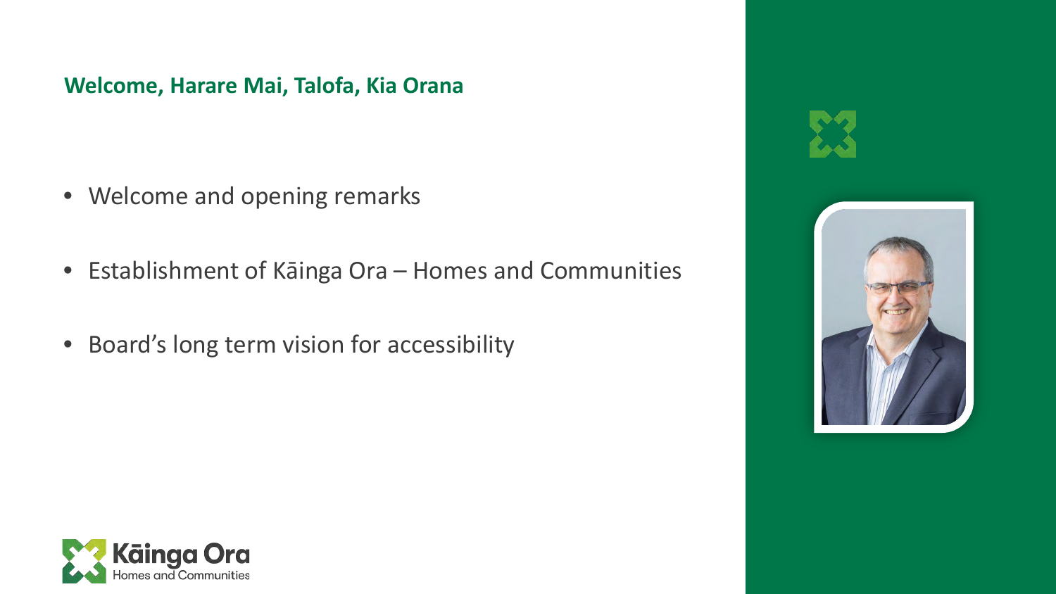## Welcome, Harare Mai, Talofa, Kia Orana

- Welcome and opening remarks
- Establishment of Kāinga Ora – Homes and Communities
- Board's long term vision for accessibility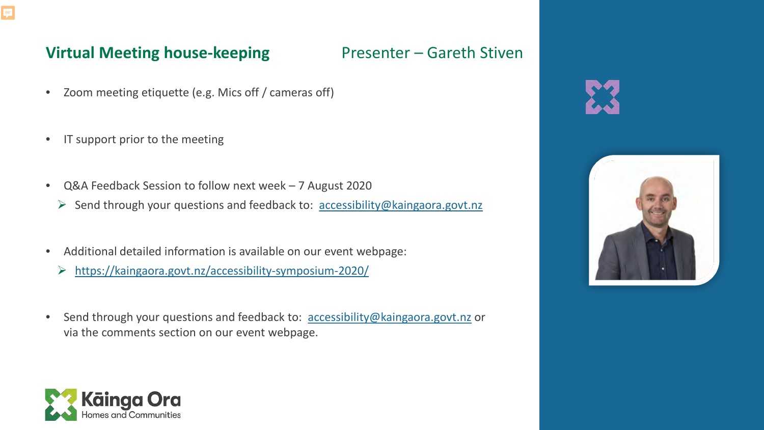## Virtual Meeting house-keeping

Presenter – Gareth Stiven

- Zoom meeting etiquette (e.g. Mics off / cameras off)
- IT support prior to the meeting
- Q&A Feedback Session to follow next week – 7 August 2020
  - Send through your questions and feedback to: accessibility@kaingaora.govt.nz
- Additional detailed information is available on our event webpage:
  - https://kaingaora.govt.nz/accessibility-symposium-2020/
- Send through your questions and feedback to: accessibility@kaingaora.govt.nz or via the comments section on our event webpage.

Kāinga Ora
Homes and Communities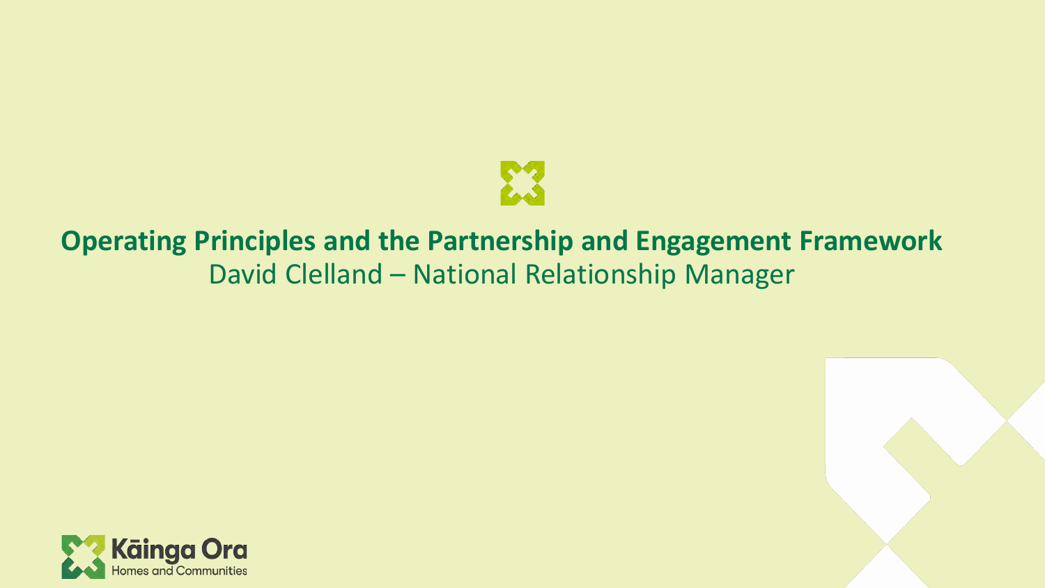# Operating Principles and the Partnership and Engagement Framework

David Clelland – National Relationship Manager

Kāinga Ora
Homes and Communities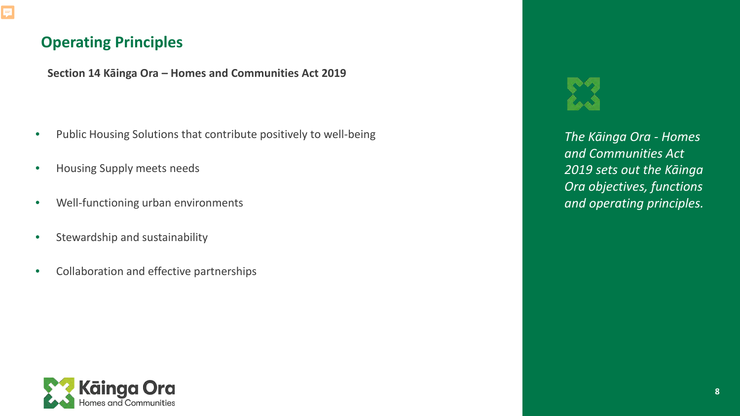## Operating Principles

**Section 14 Kāinga Ora – Homes and Communities Act 2019**

- Public Housing Solutions that contribute positively to well-being
- Housing Supply meets needs
- Well-functioning urban environments
- Stewardship and sustainability
- Collaboration and effective partnerships

*The Kāinga Ora - Homes and Communities Act 2019 sets out the Kāinga Ora objectives, functions and operating principles.*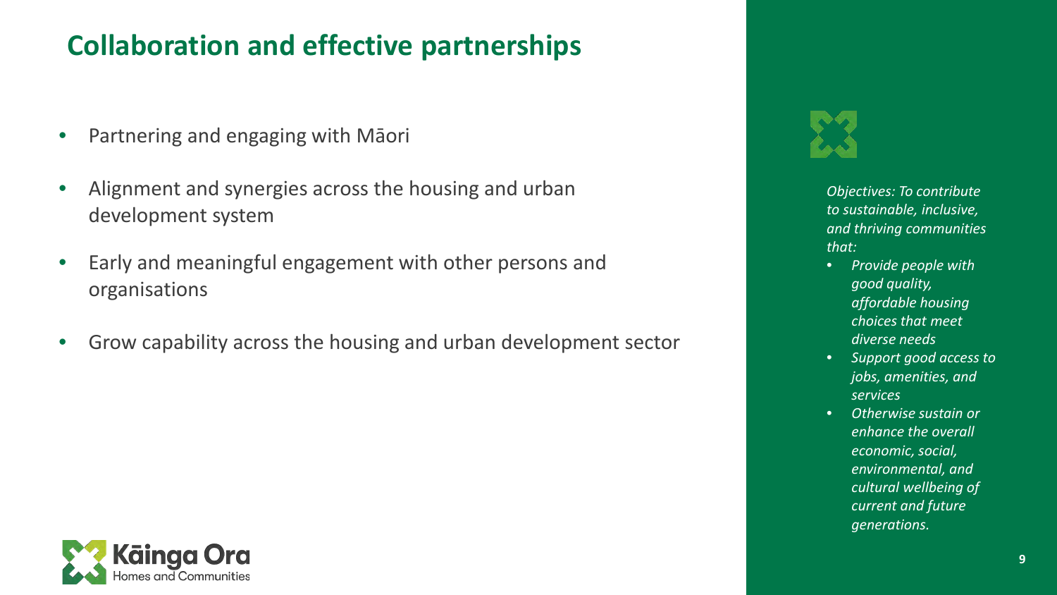## Collaboration and effective partnerships

- Partnering and engaging with Māori
- Alignment and synergies across the housing and urban development system
- Early and meaningful engagement with other persons and organisations
- Grow capability across the housing and urban development sector

*Objectives: To contribute to sustainable, inclusive, and thriving communities that:*

- *Provide people with good quality, affordable housing choices that meet diverse needs*
- *Support good access to jobs, amenities, and services*
- *Otherwise sustain or enhance the overall economic, social, environmental, and cultural wellbeing of current and future generations.*

Kāinga Ora
Homes and Communities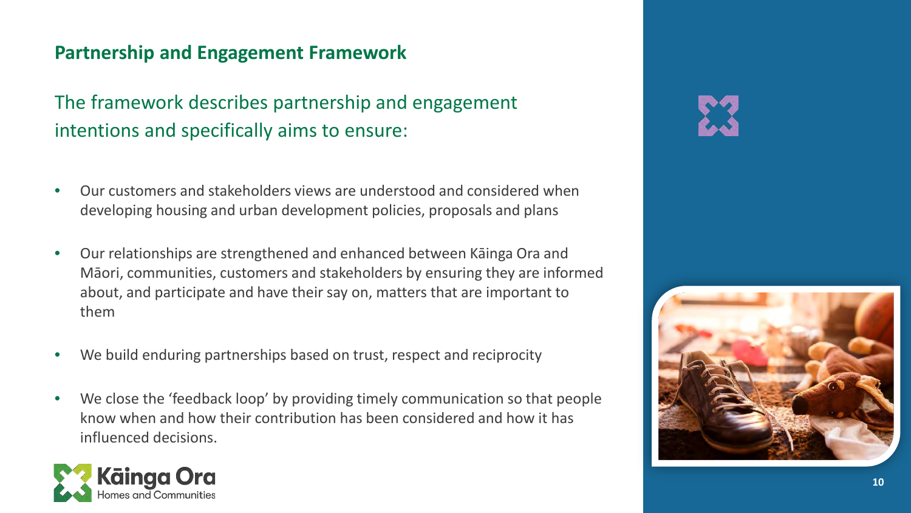## Partnership and Engagement Framework

The framework describes partnership and engagement intentions and specifically aims to ensure:

- Our customers and stakeholders views are understood and considered when developing housing and urban development policies, proposals and plans
- Our relationships are strengthened and enhanced between Kāinga Ora and Māori, communities, customers and stakeholders by ensuring they are informed about, and participate and have their say on, matters that are important to them
- We build enduring partnerships based on trust, respect and reciprocity
- We close the 'feedback loop' by providing timely communication so that people know when and how their contribution has been considered and how it has influenced decisions.

Kāinga Ora
Homes and Communities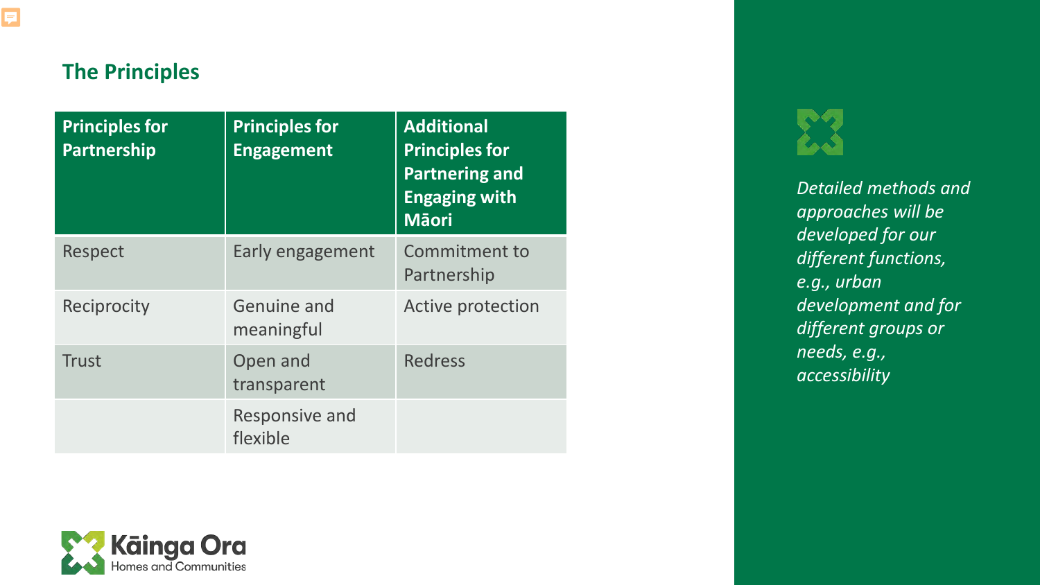## The Principles

| Principles for Partnership | Principles for Engagement | Additional Principles for Partnering and Engaging with Māori |
|---|---|---|
| Respect | Early engagement | Commitment to Partnership |
| Reciprocity | Genuine and meaningful | Active protection |
| Trust | Open and transparent | Redress |
| | Responsive and flexible | |

*Detailed methods and approaches will be developed for our different functions, e.g., urban development and for different groups or needs, e.g., accessibility*

Kāinga Ora
Homes and Communities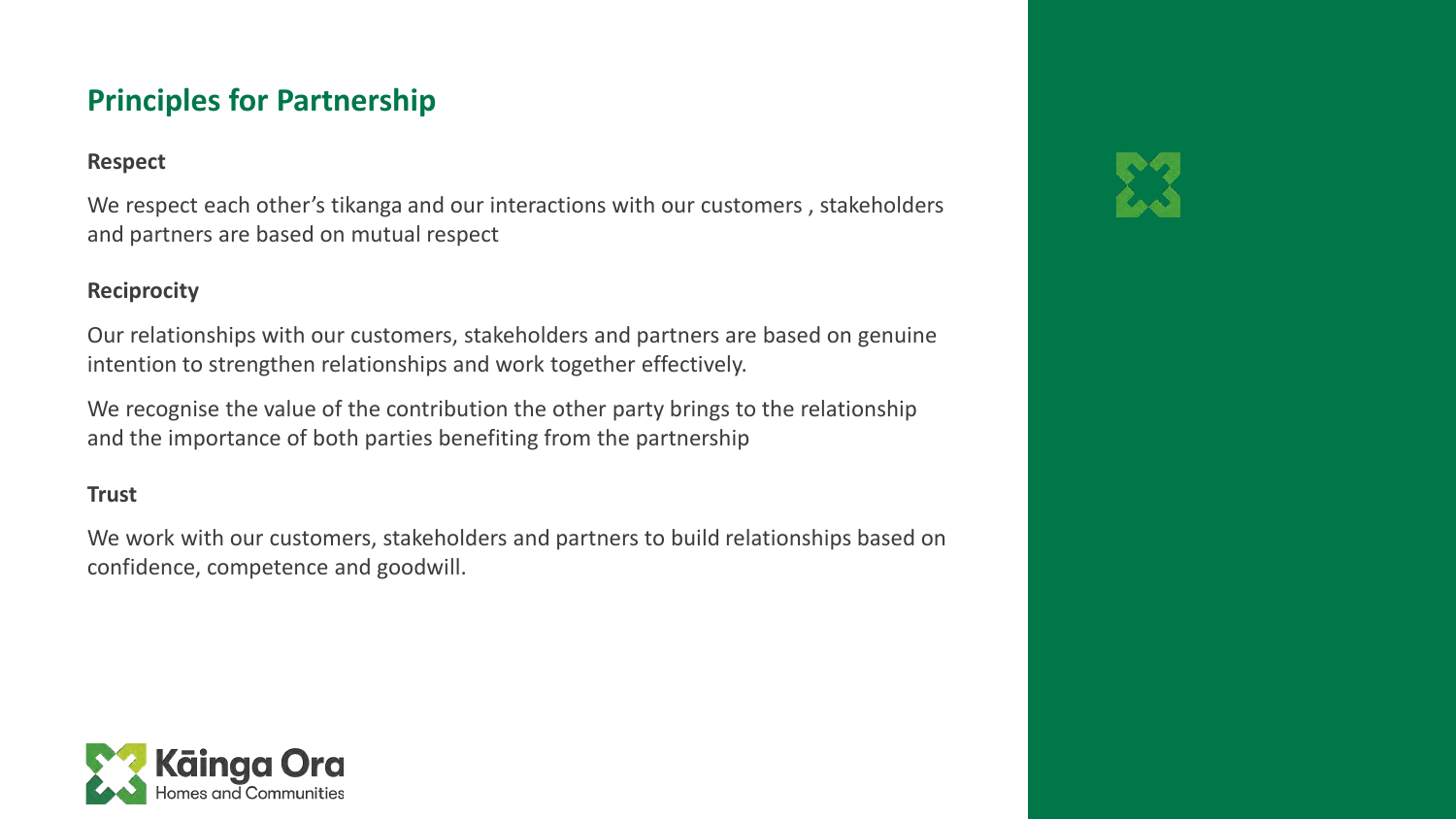## Principles for Partnership

### Respect

We respect each other's tikanga and our interactions with our customers , stakeholders and partners are based on mutual respect

### Reciprocity

Our relationships with our customers, stakeholders and partners are based on genuine intention to strengthen relationships and work together effectively.

We recognise the value of the contribution the other party brings to the relationship and the importance of both parties benefiting from the partnership

### Trust

We work with our customers, stakeholders and partners to build relationships based on confidence, competence and goodwill.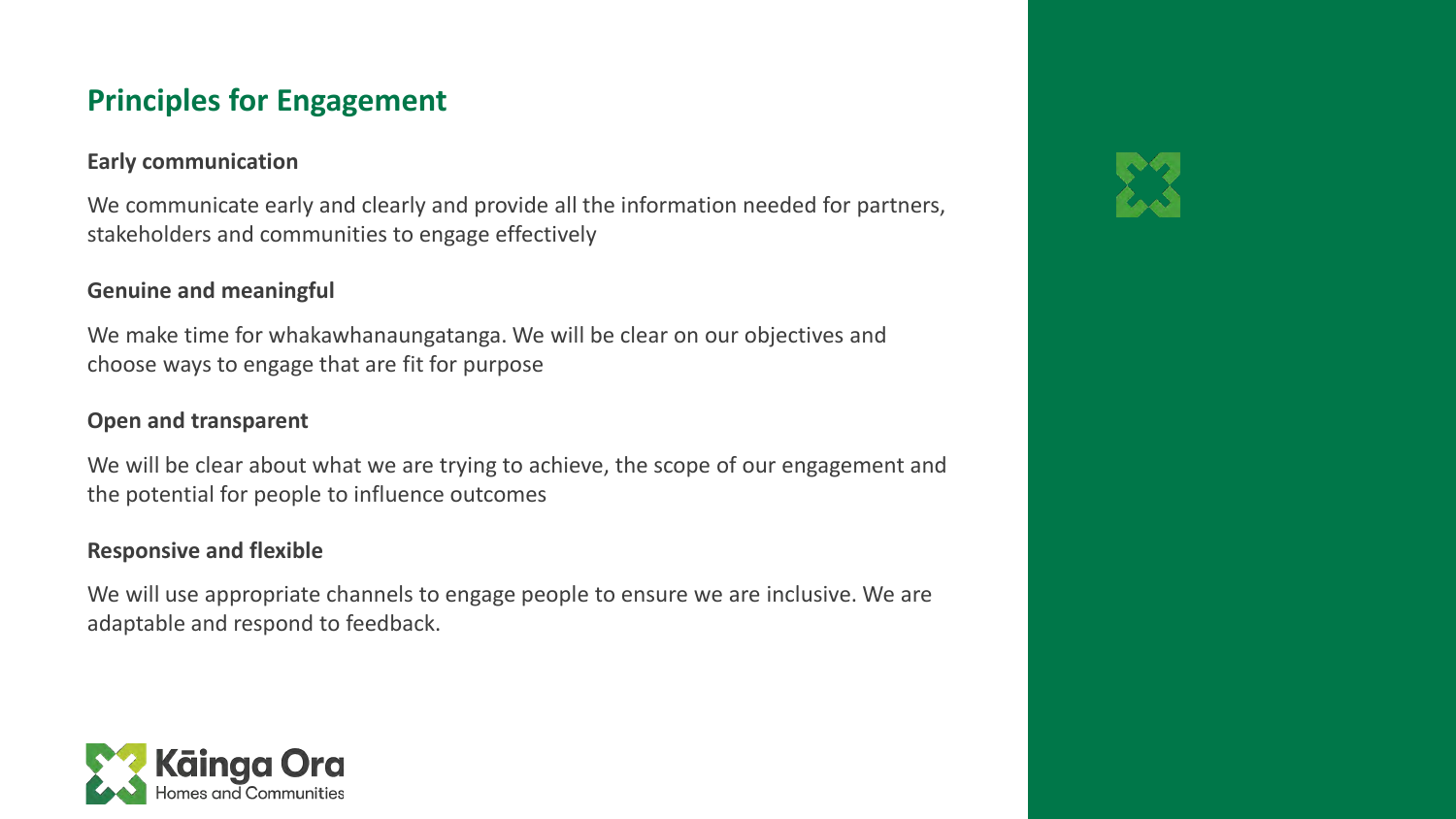## Principles for Engagement

**Early communication**

We communicate early and clearly and provide all the information needed for partners, stakeholders and communities to engage effectively

**Genuine and meaningful**

We make time for whakawhanaungatanga. We will be clear on our objectives and choose ways to engage that are fit for purpose

**Open and transparent**

We will be clear about what we are trying to achieve, the scope of our engagement and the potential for people to influence outcomes

**Responsive and flexible**

We will use appropriate channels to engage people to ensure we are inclusive. We are adaptable and respond to feedback.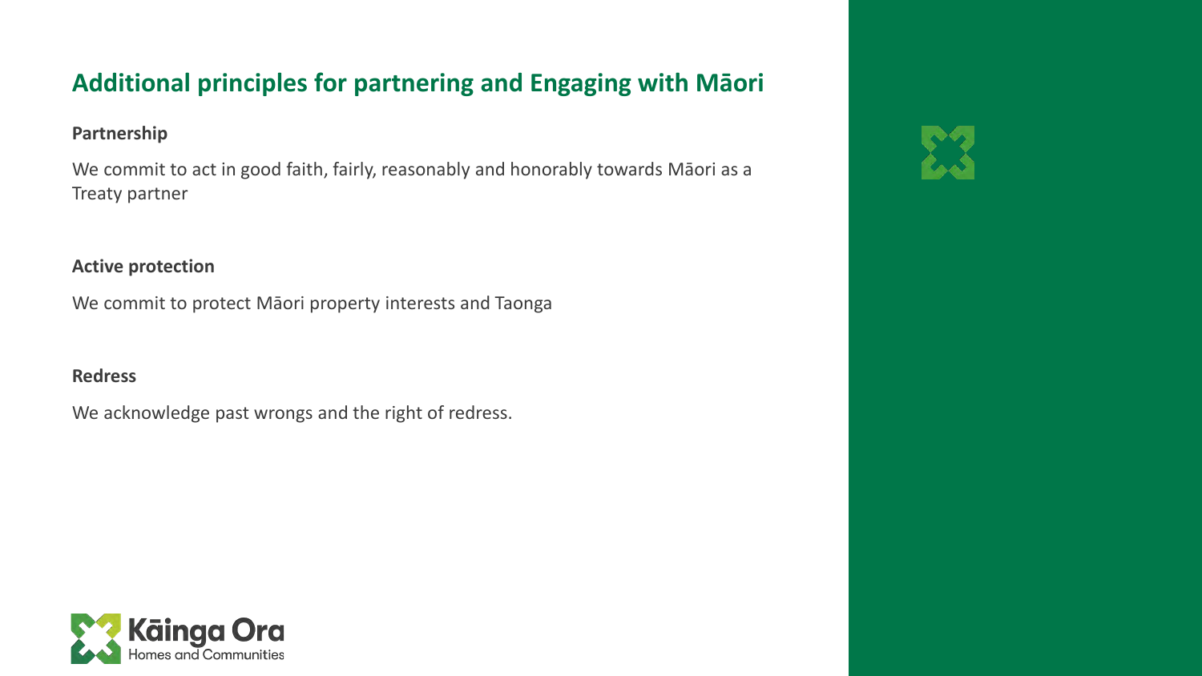## Additional principles for partnering and Engaging with Māori

**Partnership**

We commit to act in good faith, fairly, reasonably and honorably towards Māori as a Treaty partner

**Active protection**

We commit to protect Māori property interests and Taonga

**Redress**

We acknowledge past wrongs and the right of redress.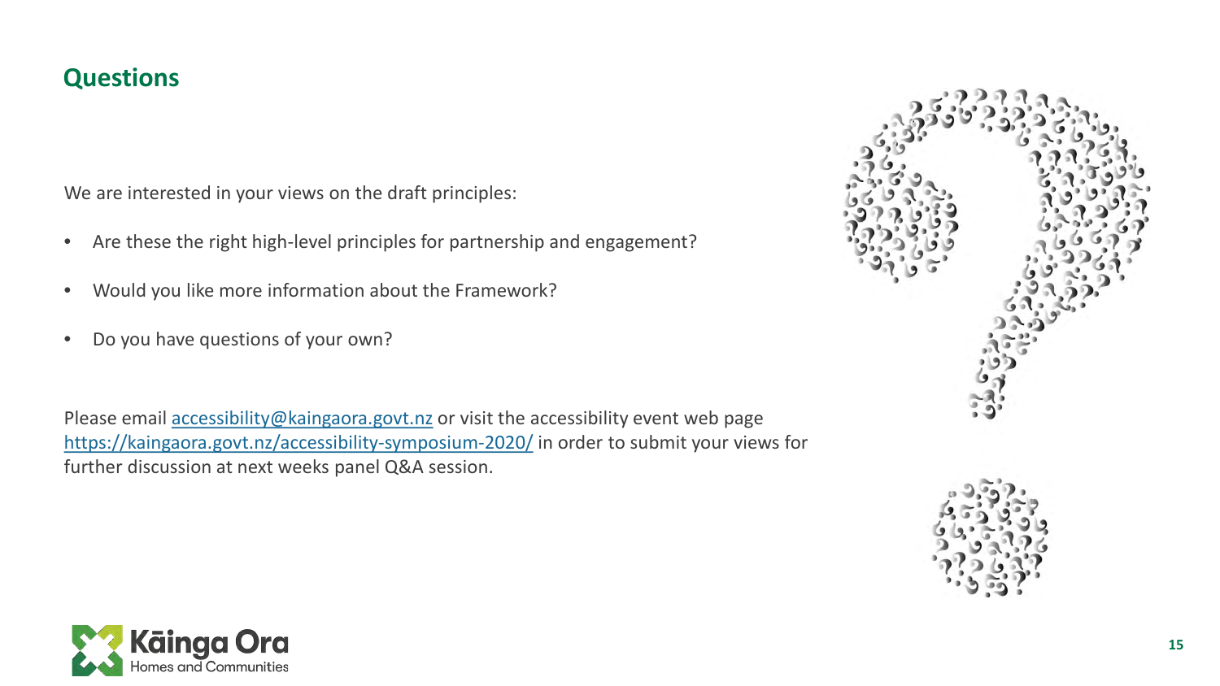## Questions

We are interested in your views on the draft principles:

- Are these the right high-level principles for partnership and engagement?
- Would you like more information about the Framework?
- Do you have questions of your own?

Please email [accessibility@kaingaora.govt.nz](mailto:accessibility@kaingaora.govt.nz) or visit the accessibility event web page [https://kaingaora.govt.nz/accessibility-symposium-2020/](https://kaingaora.govt.nz/accessibility-symposium-2020/) in order to submit your views for further discussion at next weeks panel Q&A session.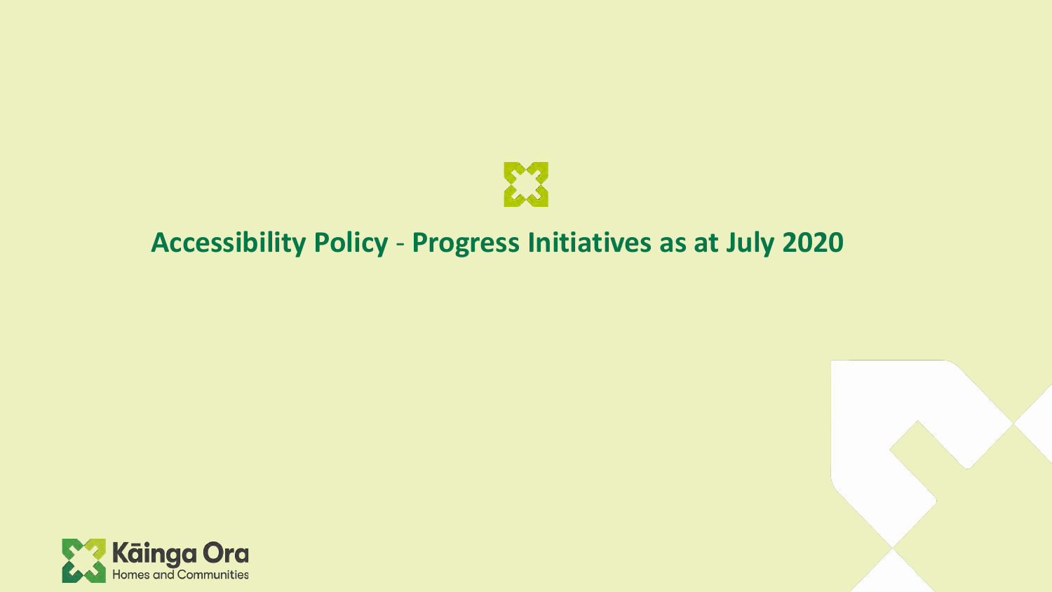# Accessibility Policy - Progress Initiatives as at July 2020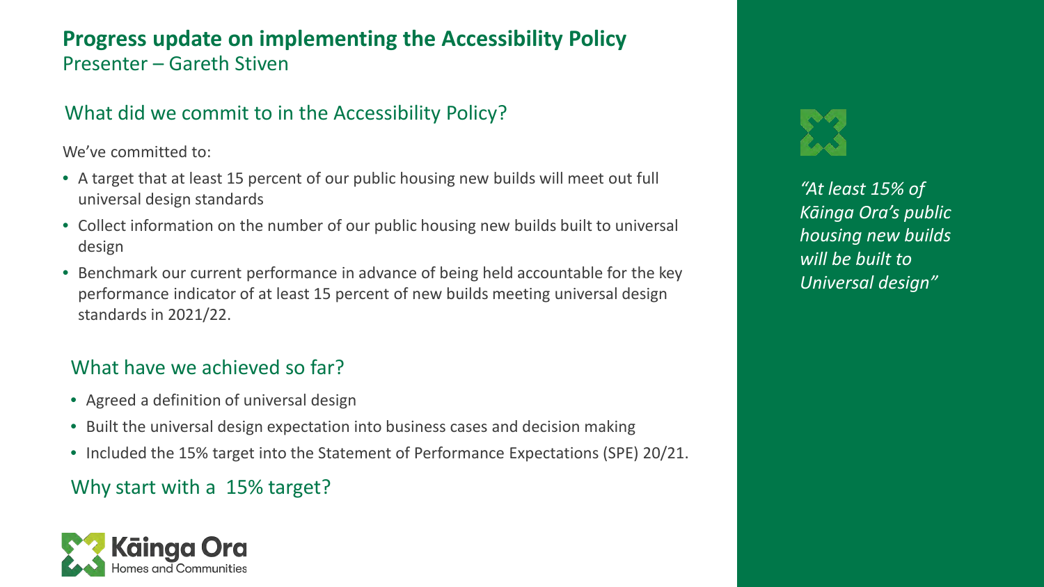## Progress update on implementing the Accessibility Policy

Presenter – Gareth Stiven

### What did we commit to in the Accessibility Policy?

We've committed to:

- A target that at least 15 percent of our public housing new builds will meet out full universal design standards
- Collect information on the number of our public housing new builds built to universal design
- Benchmark our current performance in advance of being held accountable for the key performance indicator of at least 15 percent of new builds meeting universal design standards in 2021/22.

### What have we achieved so far?

- Agreed a definition of universal design
- Built the universal design expectation into business cases and decision making
- Included the 15% target into the Statement of Performance Expectations (SPE) 20/21.

### Why start with a 15% target?

*"At least 15% of Kāinga Ora's public housing new builds will be built to Universal design"*

Kāinga Ora
Homes and Communities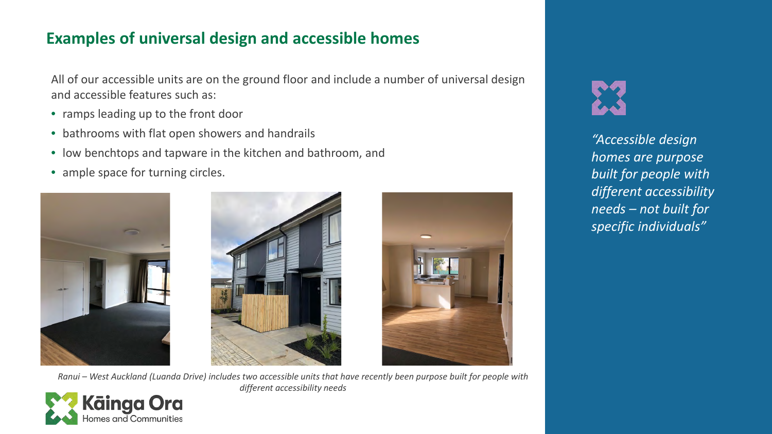## Examples of universal design and accessible homes

All of our accessible units are on the ground floor and include a number of universal design and accessible features such as:

- ramps leading up to the front door
- bathrooms with flat open showers and handrails
- low benchtops and tapware in the kitchen and bathroom, and
- ample space for turning circles.

*Ranui – West Auckland (Luanda Drive) includes two accessible units that have recently been purpose built for people with different accessibility needs*

*"Accessible design homes are purpose built for people with different accessibility needs – not built for specific individuals"*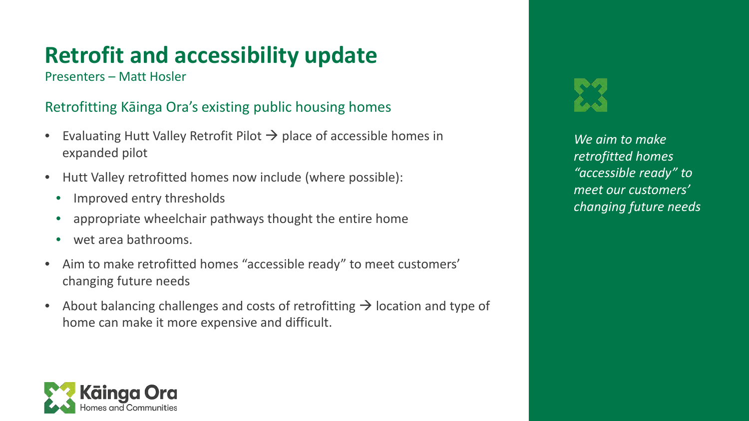# Retrofit and accessibility update

Presenters – Matt Hosler

## Retrofitting Kāinga Ora's existing public housing homes

- Evaluating Hutt Valley Retrofit Pilot → place of accessible homes in expanded pilot
- Hutt Valley retrofitted homes now include (where possible):
  - Improved entry thresholds
  - appropriate wheelchair pathways thought the entire home
  - wet area bathrooms.
- Aim to make retrofitted homes "accessible ready" to meet customers' changing future needs
- About balancing challenges and costs of retrofitting → location and type of home can make it more expensive and difficult.

*We aim to make retrofitted homes "accessible ready" to meet our customers' changing future needs*

Kāinga Ora Homes and Communities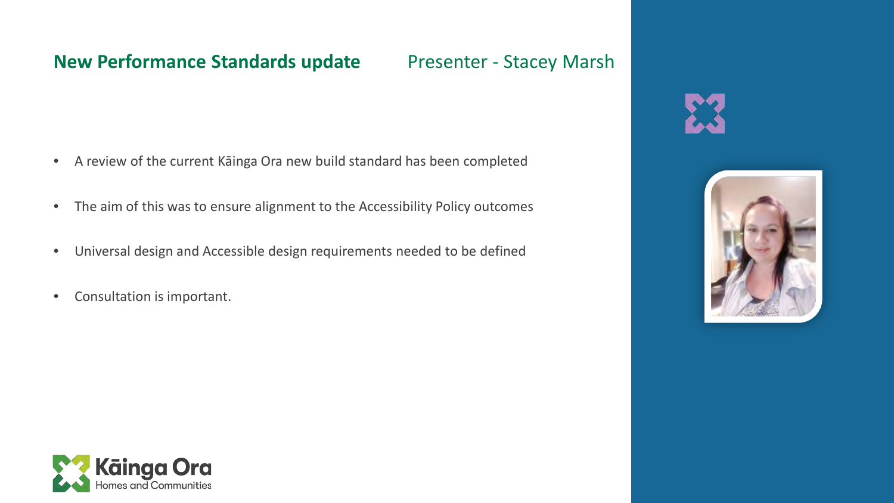## New Performance Standards update

Presenter - Stacey Marsh

- A review of the current Kāinga Ora new build standard has been completed
- The aim of this was to ensure alignment to the Accessibility Policy outcomes
- Universal design and Accessible design requirements needed to be defined
- Consultation is important.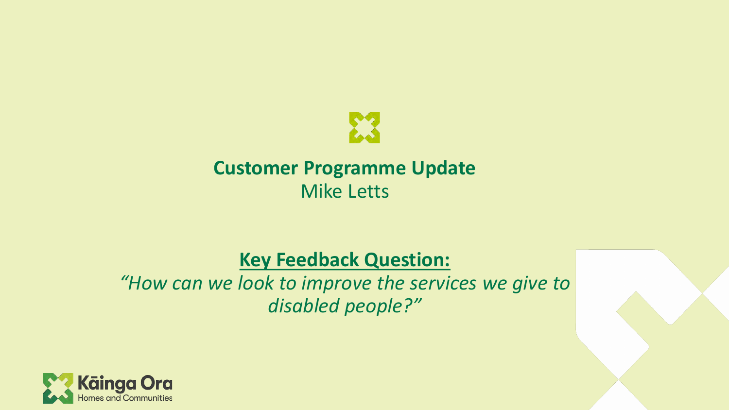## Customer Programme Update

Mike Letts

**Key Feedback Question:**

*“How can we look to improve the services we give to disabled people?”*

Kāinga Ora
Homes and Communities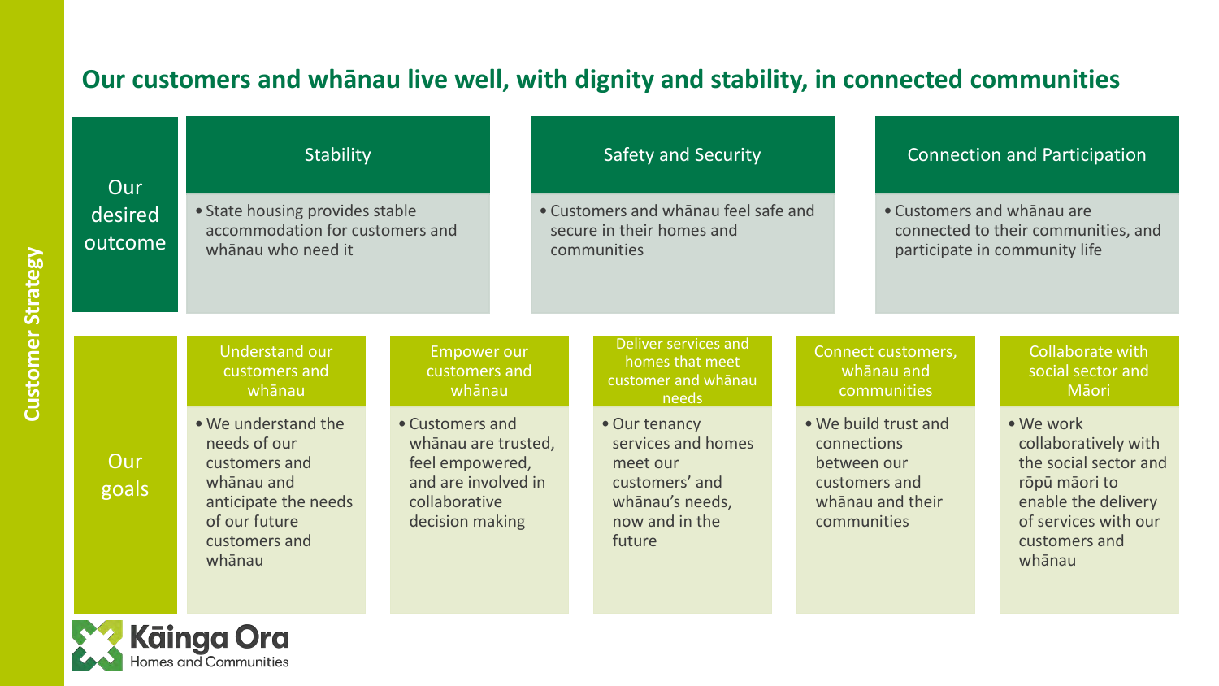Customer Strategy

## Our customers and whānau live well, with dignity and stability, in connected communities

### Our desired outcome

| Stability | Safety and Security | Connection and Participation |
| --- | --- | --- |
| State housing provides stable accommodation for customers and whānau who need it | Customers and whānau feel safe and secure in their homes and communities | Customers and whānau are connected to their communities, and participate in community life |

### Our goals

| Understand our customers and whānau | Empower our customers and whānau | Deliver services and homes that meet customer and whānau needs | Connect customers, whānau and communities | Collaborate with social sector and Māori |
| --- | --- | --- | --- | --- |
| We understand the needs of our customers and whānau and anticipate the needs of our future customers and whānau | Customers and whānau are trusted, feel empowered, and are involved in collaborative decision making | Our tenancy services and homes meet our customers' and whānau's needs, now and in the future | We build trust and connections between our customers and whānau and their communities | We work collaboratively with the social sector and rōpū māori to enable the delivery of services with our customers and whānau |

Kāinga Ora
Homes and Communities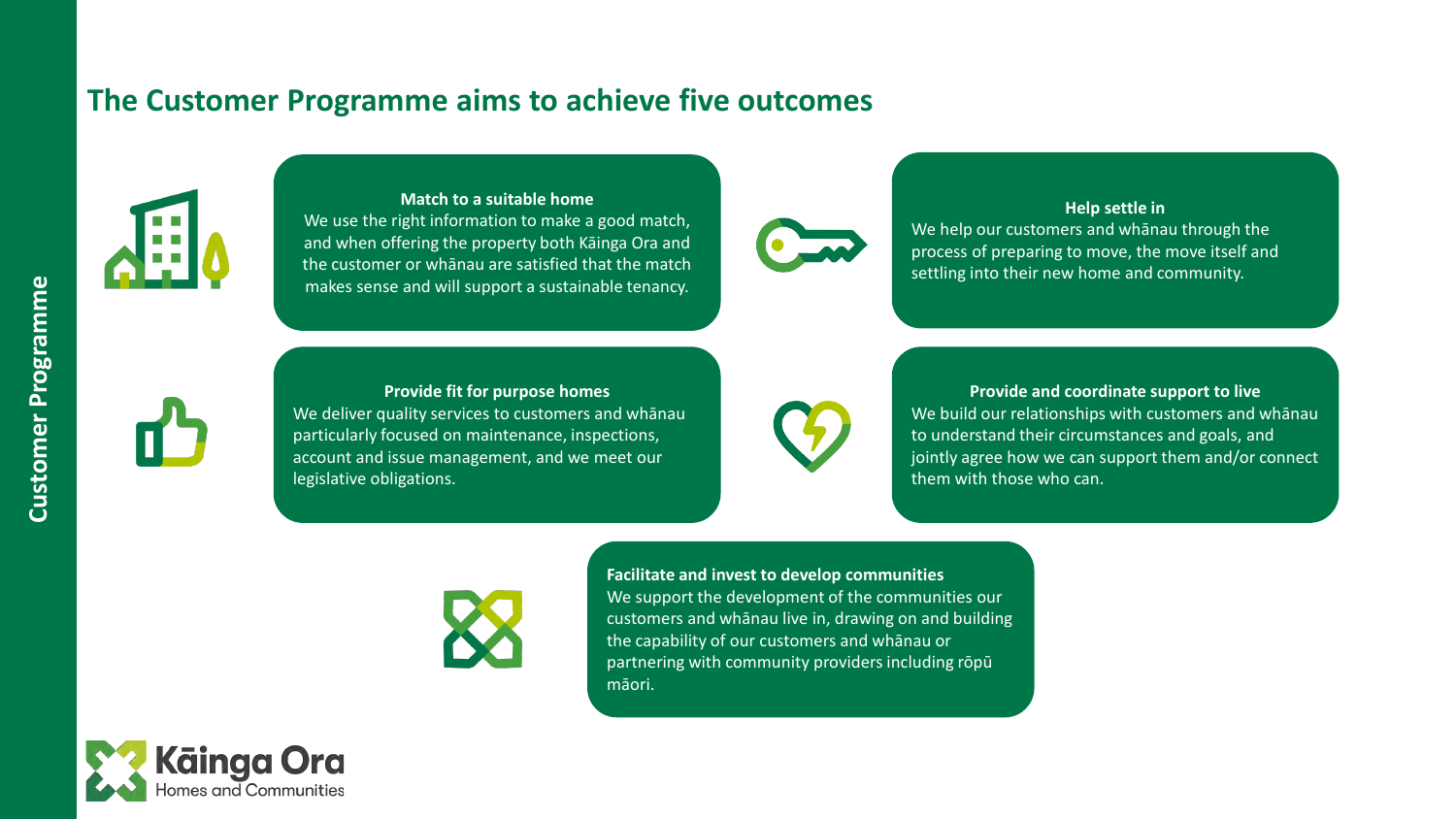## The Customer Programme aims to achieve five outcomes

**Match to a suitable home**
We use the right information to make a good match, and when offering the property both Kāinga Ora and the customer or whānau are satisfied that the match makes sense and will support a sustainable tenancy.

**Help settle in**
We help our customers and whānau through the process of preparing to move, the move itself and settling into their new home and community.

**Provide fit for purpose homes**
We deliver quality services to customers and whānau particularly focused on maintenance, inspections, account and issue management, and we meet our legislative obligations.

**Provide and coordinate support to live**
We build our relationships with customers and whānau to understand their circumstances and goals, and jointly agree how we can support them and/or connect them with those who can.

**Facilitate and invest to develop communities**
We support the development of the communities our customers and whānau live in, drawing on and building the capability of our customers and whānau or partnering with community providers including rōpū māori.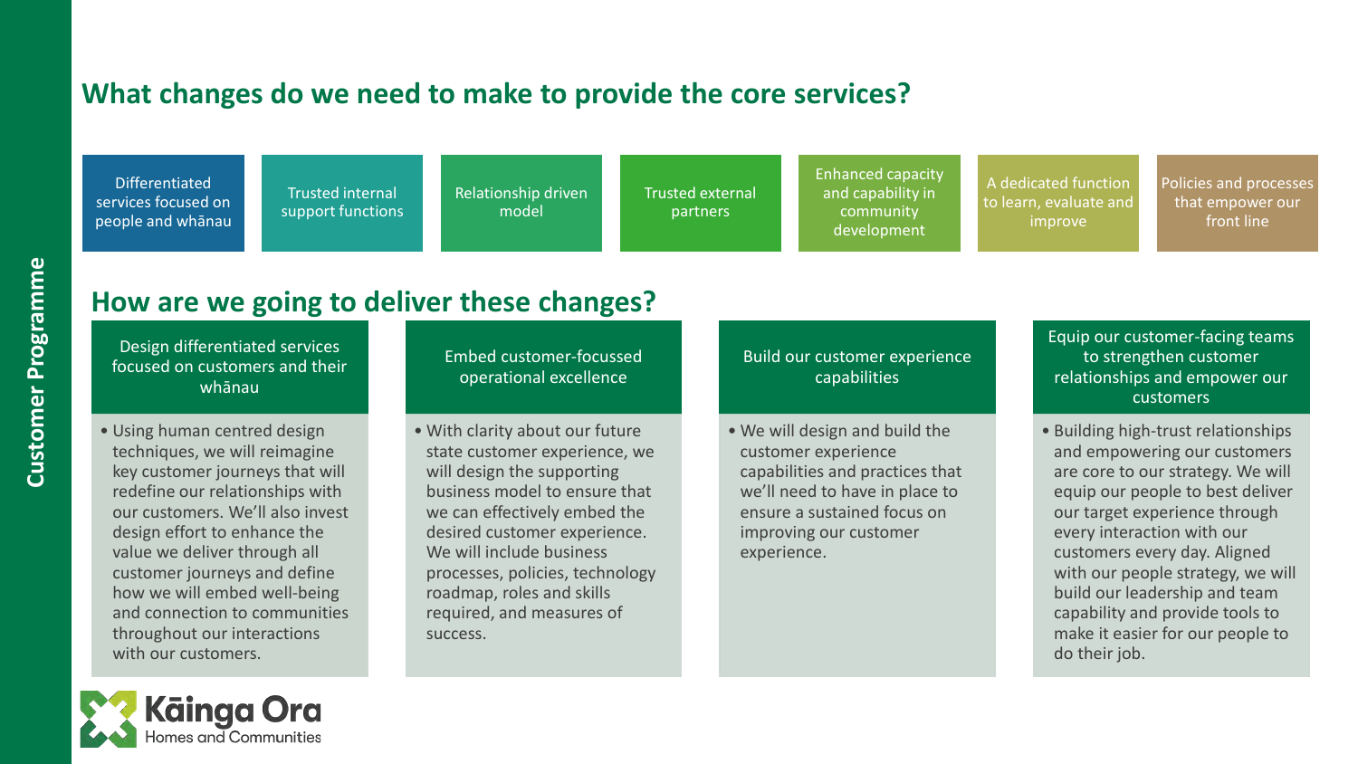Customer Programme

## What changes do we need to make to provide the core services?

- Differentiated services focused on people and whānau
- Trusted internal support functions
- Relationship driven model
- Trusted external partners
- Enhanced capacity and capability in community development
- A dedicated function to learn, evaluate and improve
- Policies and processes that empower our front line

## How are we going to deliver these changes?

### Design differentiated services focused on customers and their whānau

- Using human centred design techniques, we will reimagine key customer journeys that will redefine our relationships with our customers. We'll also invest design effort to enhance the value we deliver through all customer journeys and define how we will embed well-being and connection to communities throughout our interactions with our customers.

### Embed customer-focussed operational excellence

- With clarity about our future state customer experience, we will design the supporting business model to ensure that we can effectively embed the desired customer experience. We will include business processes, policies, technology roadmap, roles and skills required, and measures of success.

### Build our customer experience capabilities

- We will design and build the customer experience capabilities and practices that we'll need to have in place to ensure a sustained focus on improving our customer experience.

### Equip our customer-facing teams to strengthen customer relationships and empower our customers

- Building high-trust relationships and empowering our customers are core to our strategy. We will equip our people to best deliver our target experience through every interaction with our customers every day. Aligned with our people strategy, we will build our leadership and team capability and provide tools to make it easier for our people to do their job.

Kāinga Ora Homes and Communities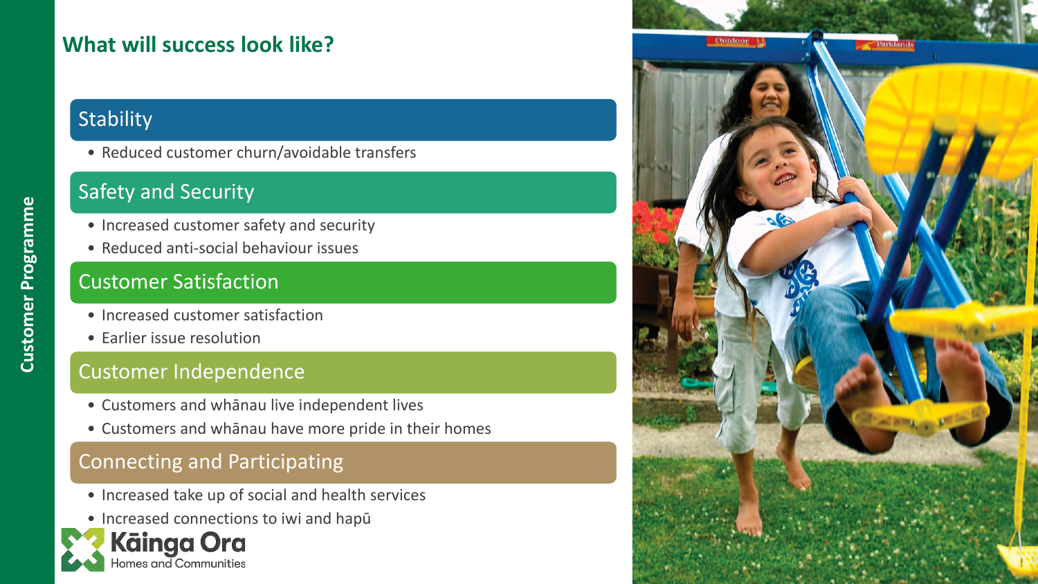Customer Programme

## What will success look like?

### Stability

- Reduced customer churn/avoidable transfers

### Safety and Security

- Increased customer safety and security
- Reduced anti-social behaviour issues

### Customer Satisfaction

- Increased customer satisfaction
- Earlier issue resolution

### Customer Independence

- Customers and whānau live independent lives
- Customers and whānau have more pride in their homes

### Connecting and Participating

- Increased take up of social and health services
- Increased connections to iwi and hapū

Kāinga Ora
Homes and Communities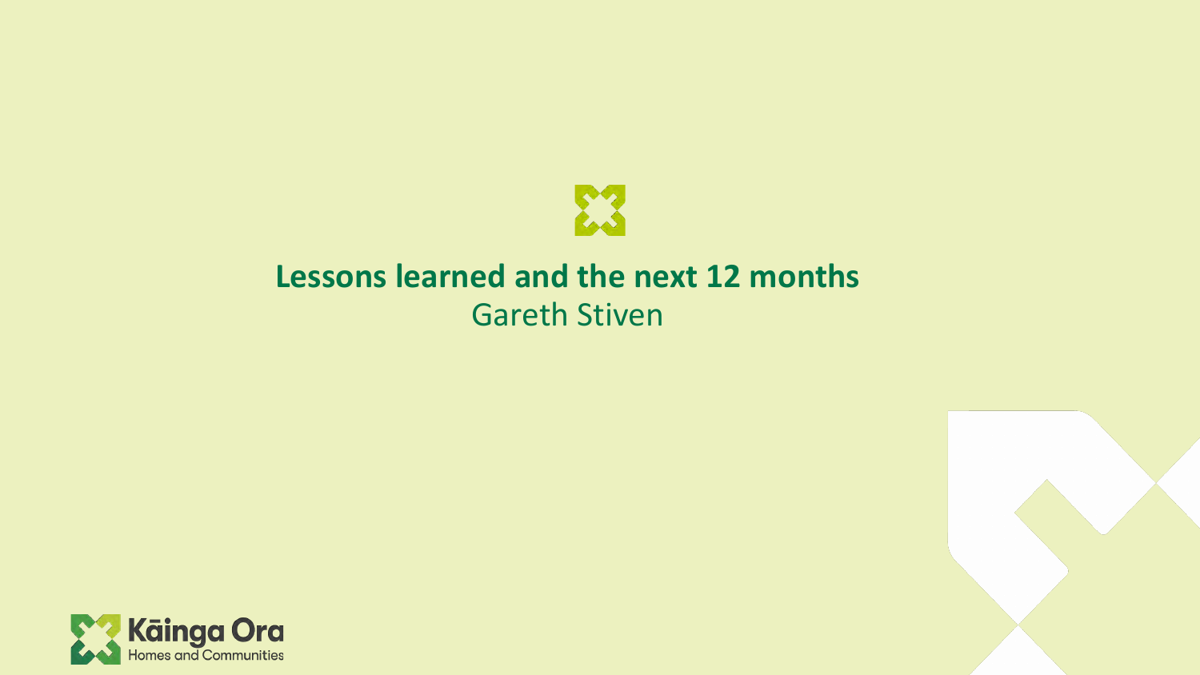# Lessons learned and the next 12 months

Gareth Stiven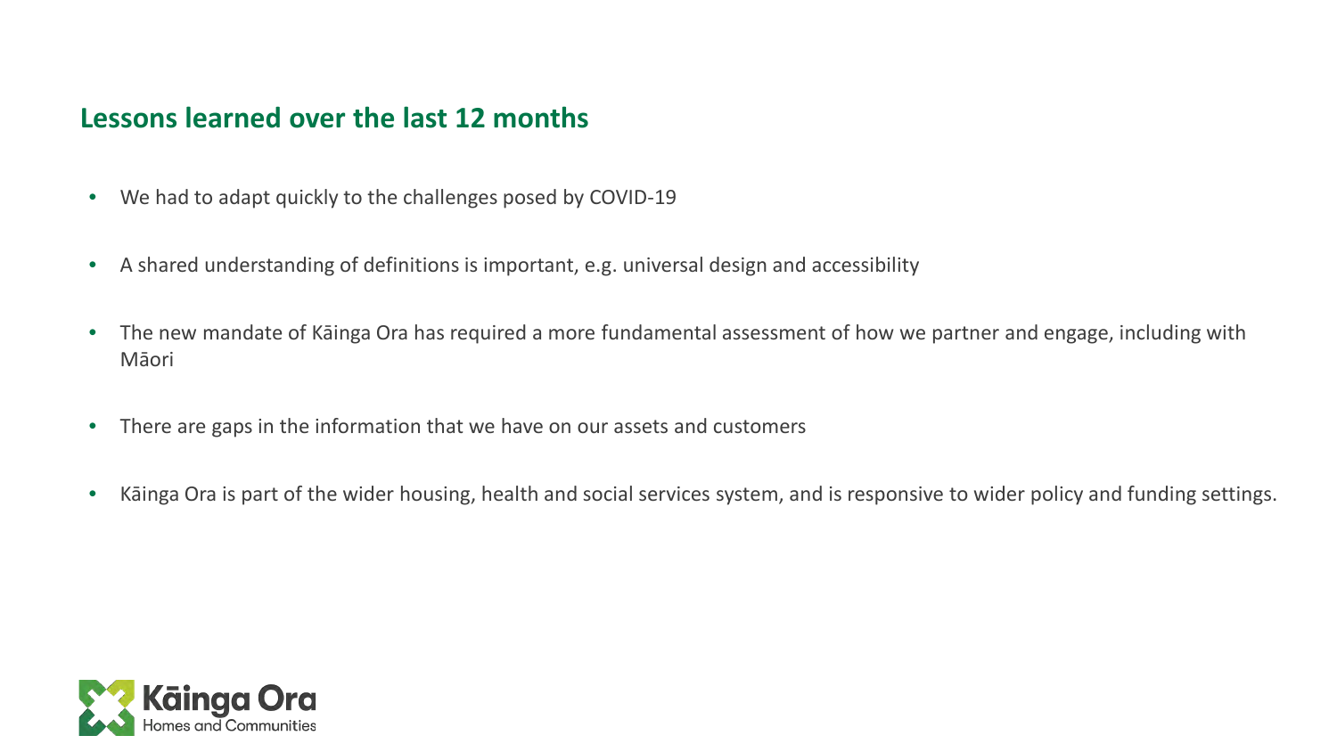## Lessons learned over the last 12 months

- We had to adapt quickly to the challenges posed by COVID-19
- A shared understanding of definitions is important, e.g. universal design and accessibility
- The new mandate of Kāinga Ora has required a more fundamental assessment of how we partner and engage, including with Māori
- There are gaps in the information that we have on our assets and customers
- Kāinga Ora is part of the wider housing, health and social services system, and is responsive to wider policy and funding settings.

Kāinga Ora
Homes and Communities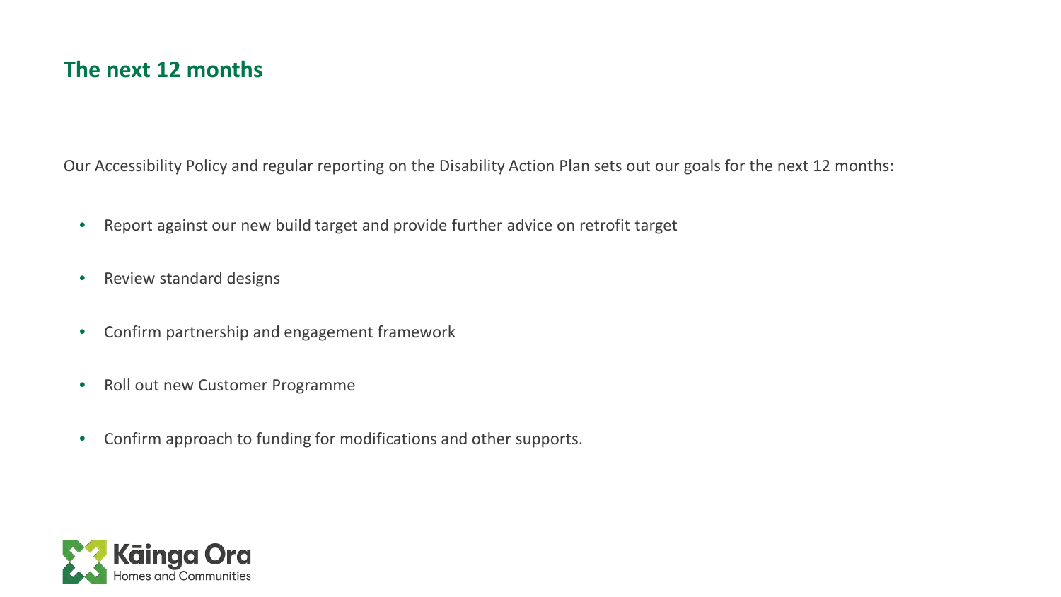## The next 12 months

Our Accessibility Policy and regular reporting on the Disability Action Plan sets out our goals for the next 12 months:

- Report against our new build target and provide further advice on retrofit target
- Review standard designs
- Confirm partnership and engagement framework
- Roll out new Customer Programme
- Confirm approach to funding for modifications and other supports.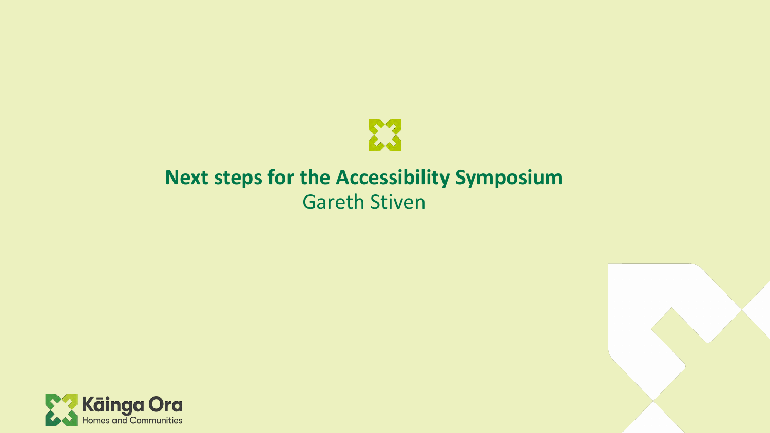# Next steps for the Accessibility Symposium

Gareth Stiven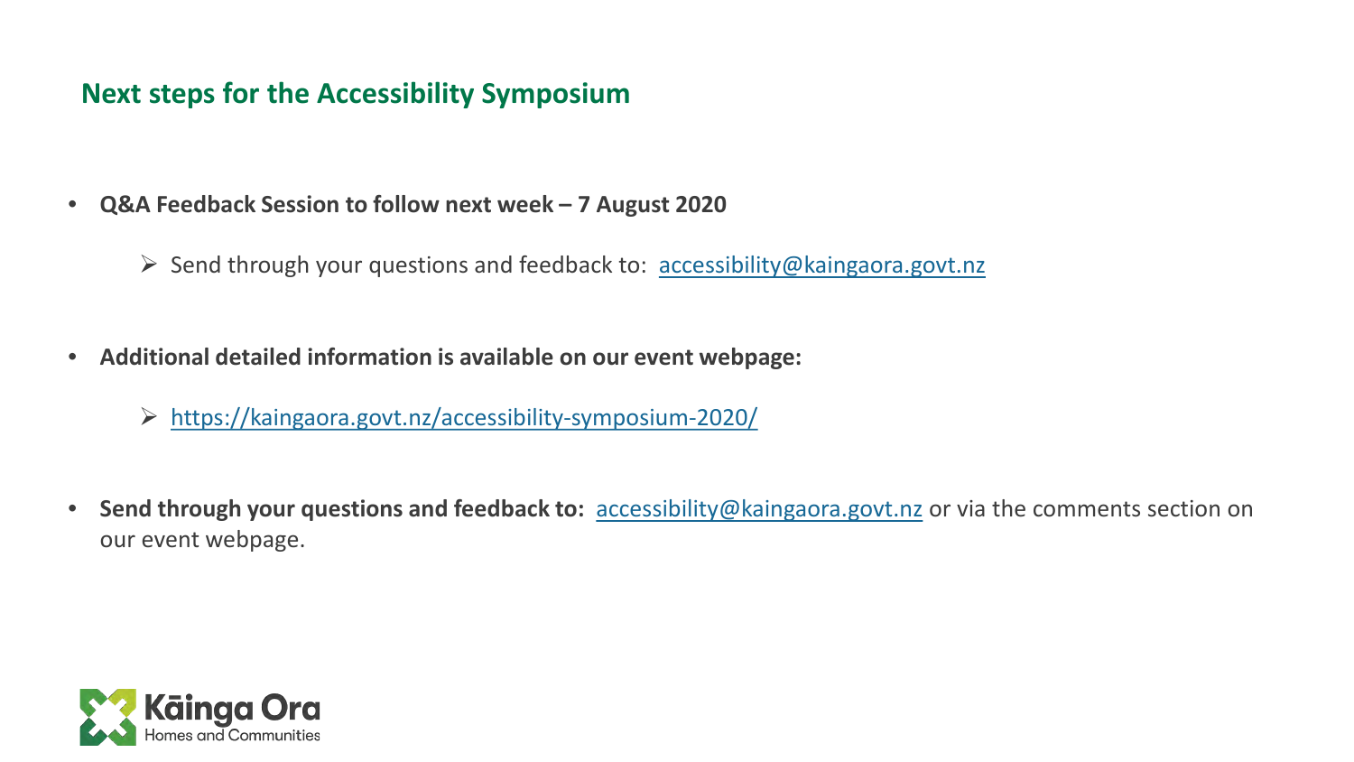## Next steps for the Accessibility Symposium

- **Q&A Feedback Session to follow next week – 7 August 2020**
  - Send through your questions and feedback to: accessibility@kaingaora.govt.nz
- **Additional detailed information is available on our event webpage:**
  - https://kaingaora.govt.nz/accessibility-symposium-2020/
- **Send through your questions and feedback to:** accessibility@kaingaora.govt.nz or via the comments section on our event webpage.

Kāinga Ora
Homes and Communities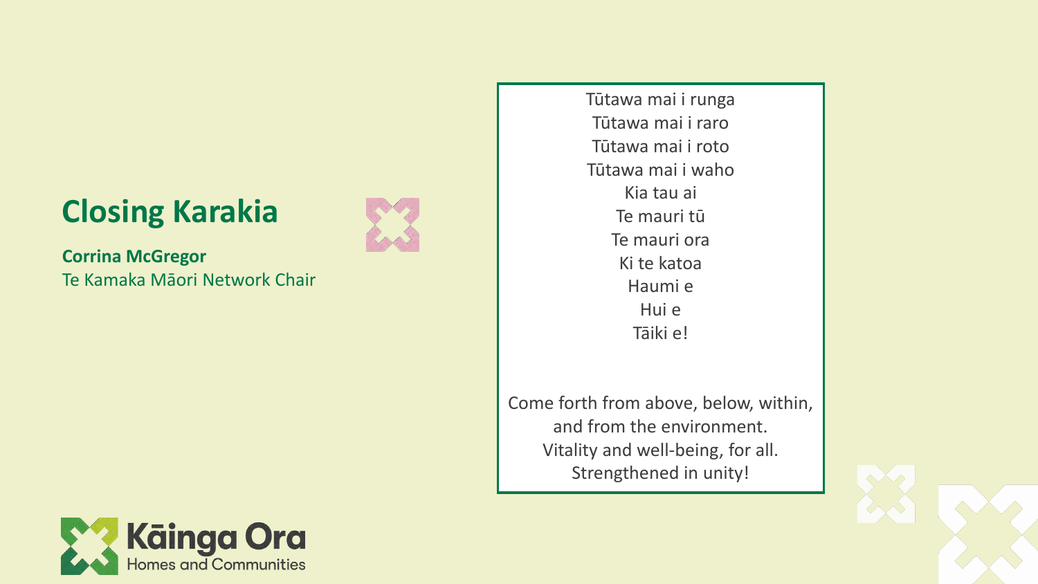# Closing Karakia

**Corrina McGregor**
Te Kamaka Māori Network Chair

Tūtawa mai i runga
Tūtawa mai i raro
Tūtawa mai i roto
Tūtawa mai i waho
Kia tau ai
Te mauri tū
Te mauri ora
Ki te katoa
Haumi e
Hui e
Tāiki e!

Come forth from above, below, within,
and from the environment.
Vitality and well-being, for all.
Strengthened in unity!

Kāinga Ora
Homes and Communities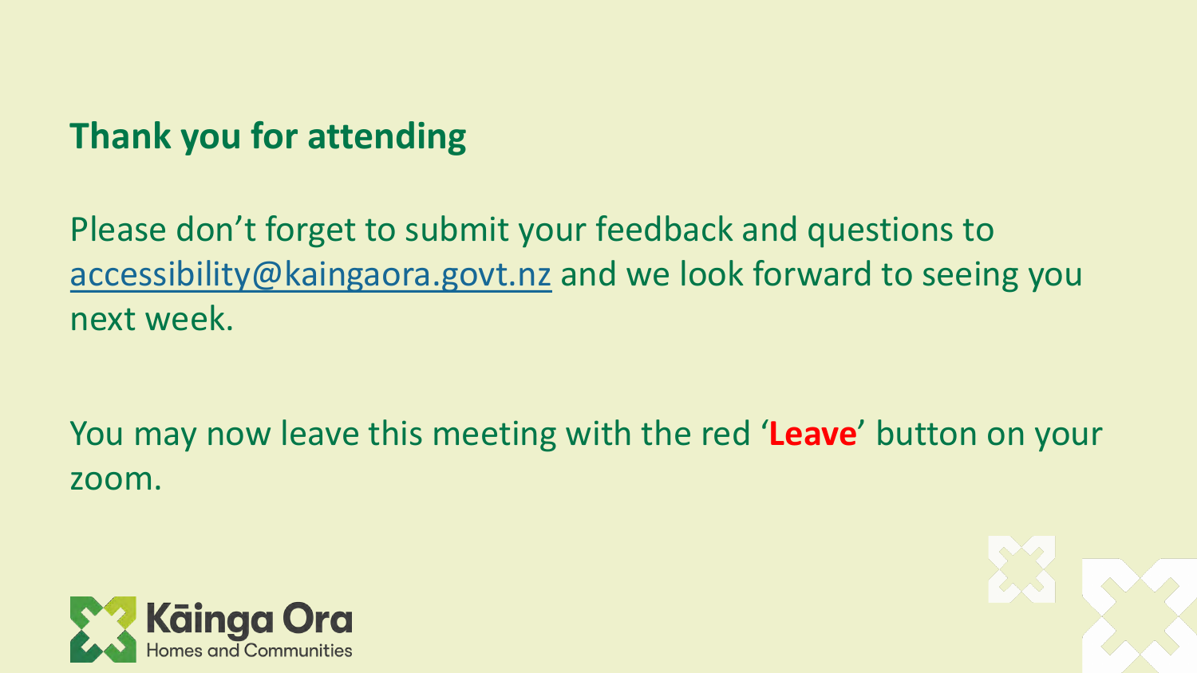## Thank you for attending

Please don't forget to submit your feedback and questions to [accessibility@kaingaora.govt.nz](mailto:accessibility@kaingaora.govt.nz) and we look forward to seeing you next week.

You may now leave this meeting with the red '**Leave**' button on your zoom.

Kāinga Ora
Homes and Communities